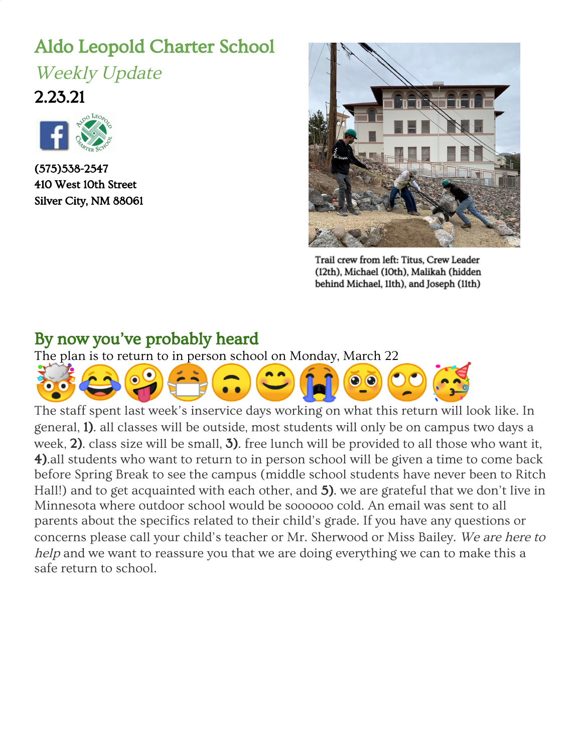# Aldo Leopold Charter School

*Weekly Update*

**2.23.21**

(575)538-2547
410 West 10th Street
Silver City, NM 88061

Trail crew from left: Titus, Crew Leader (12th), Michael (10th), Malikah (hidden behind Michael, 11th), and Joseph (11th)

## By now you've probably heard

The plan is to return to in person school on Monday, March 22

🤯😂🤪😷🙃😊😭😳🙄🥳

The staff spent last week's inservice days working on what this return will look like. In general, **1)**. all classes will be outside, most students will only be on campus two days a week, **2)**. class size will be small, **3)**. free lunch will be provided to all those who want it, **4)**.all students who want to return to in person school will be given a time to come back before Spring Break to see the campus (middle school students have never been to Ritch Hall!) and to get acquainted with each other, and **5)**. we are grateful that we don't live in Minnesota where outdoor school would be soooooo cold. An email was sent to all parents about the specifics related to their child's grade. If you have any questions or concerns please call your child's teacher or Mr. Sherwood or Miss Bailey. *We are here to help* and we want to reassure you that we are doing everything we can to make this a safe return to school.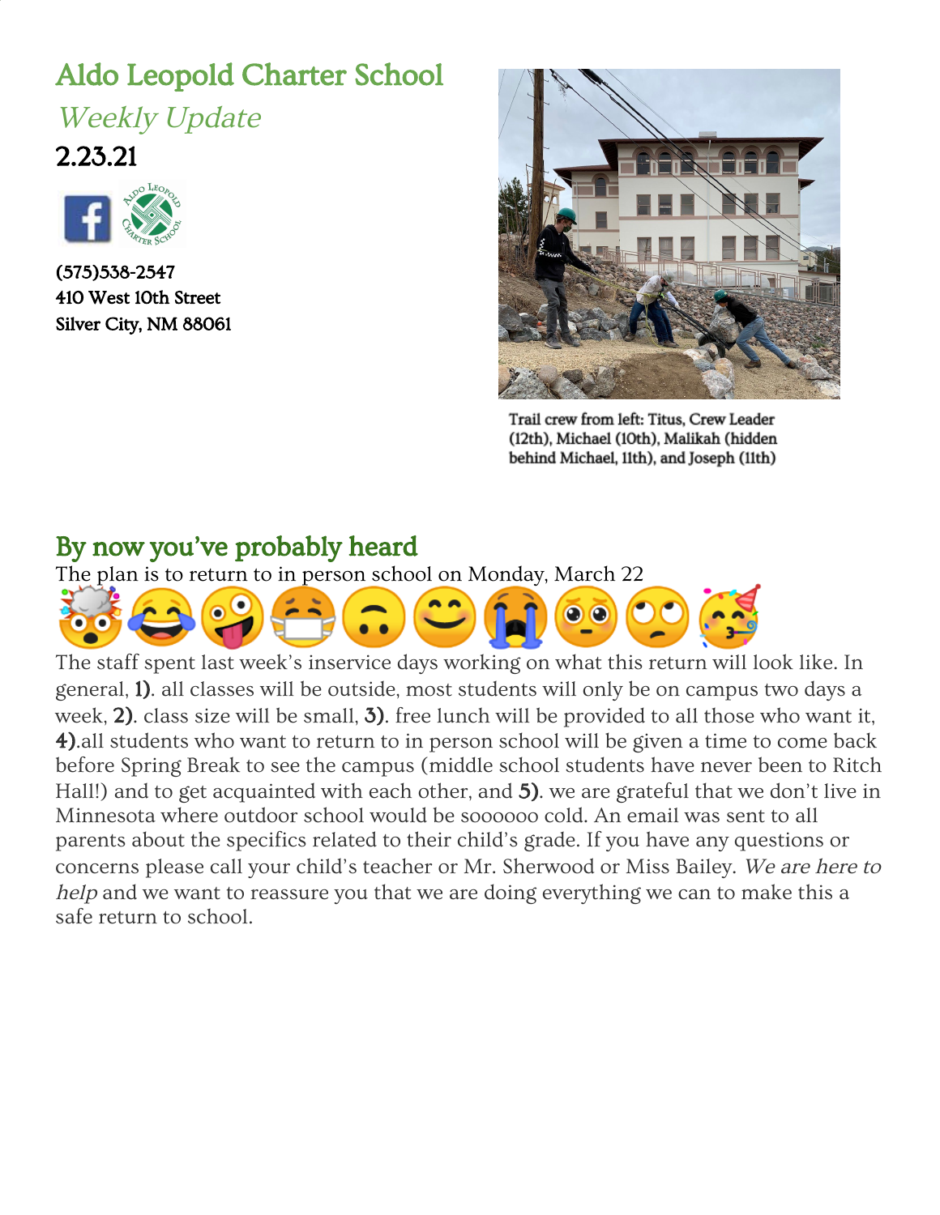# Aldo Leopold Charter School

*Weekly Update*

**2.23.21**

(575)538-2547
410 West 10th Street
Silver City, NM 88061

Trail crew from left: Titus, Crew Leader (12th), Michael (10th), Malikah (hidden behind Michael, 11th), and Joseph (11th)

## By now you've probably heard

The plan is to return to in person school on Monday, March 22

🤯😂🤪😷🙃😊😭😳🙄🥳

The staff spent last week's inservice days working on what this return will look like. In general, **1)**. all classes will be outside, most students will only be on campus two days a week, **2)**. class size will be small, **3)**. free lunch will be provided to all those who want it, **4)**.all students who want to return to in person school will be given a time to come back before Spring Break to see the campus (middle school students have never been to Ritch Hall!) and to get acquainted with each other, and **5)**. we are grateful that we don't live in Minnesota where outdoor school would be soooooo cold. An email was sent to all parents about the specifics related to their child's grade. If you have any questions or concerns please call your child's teacher or Mr. Sherwood or Miss Bailey. *We are here to help* and we want to reassure you that we are doing everything we can to make this a safe return to school.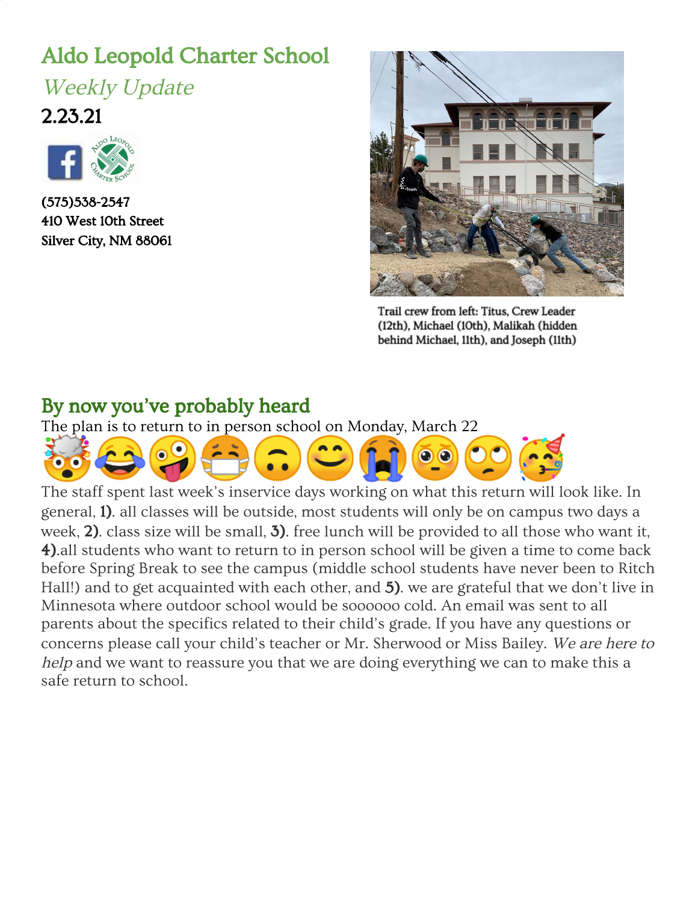# Aldo Leopold Charter School

*Weekly Update*

**2.23.21**

(575)538-2547
410 West 10th Street
Silver City, NM 88061

Trail crew from left: Titus, Crew Leader (12th), Michael (10th), Malikah (hidden behind Michael, 11th), and Joseph (11th)

## By now you've probably heard

The plan is to return to in person school on Monday, March 22

🤯😂🤪😷🙃😊😭😳🙄🥳

The staff spent last week's inservice days working on what this return will look like. In general, **1)**. all classes will be outside, most students will only be on campus two days a week, **2)**. class size will be small, **3)**. free lunch will be provided to all those who want it, **4)**.all students who want to return to in person school will be given a time to come back before Spring Break to see the campus (middle school students have never been to Ritch Hall!) and to get acquainted with each other, and **5)**. we are grateful that we don't live in Minnesota where outdoor school would be soooooo cold. An email was sent to all parents about the specifics related to their child's grade. If you have any questions or concerns please call your child's teacher or Mr. Sherwood or Miss Bailey. *We are here to help* and we want to reassure you that we are doing everything we can to make this a safe return to school.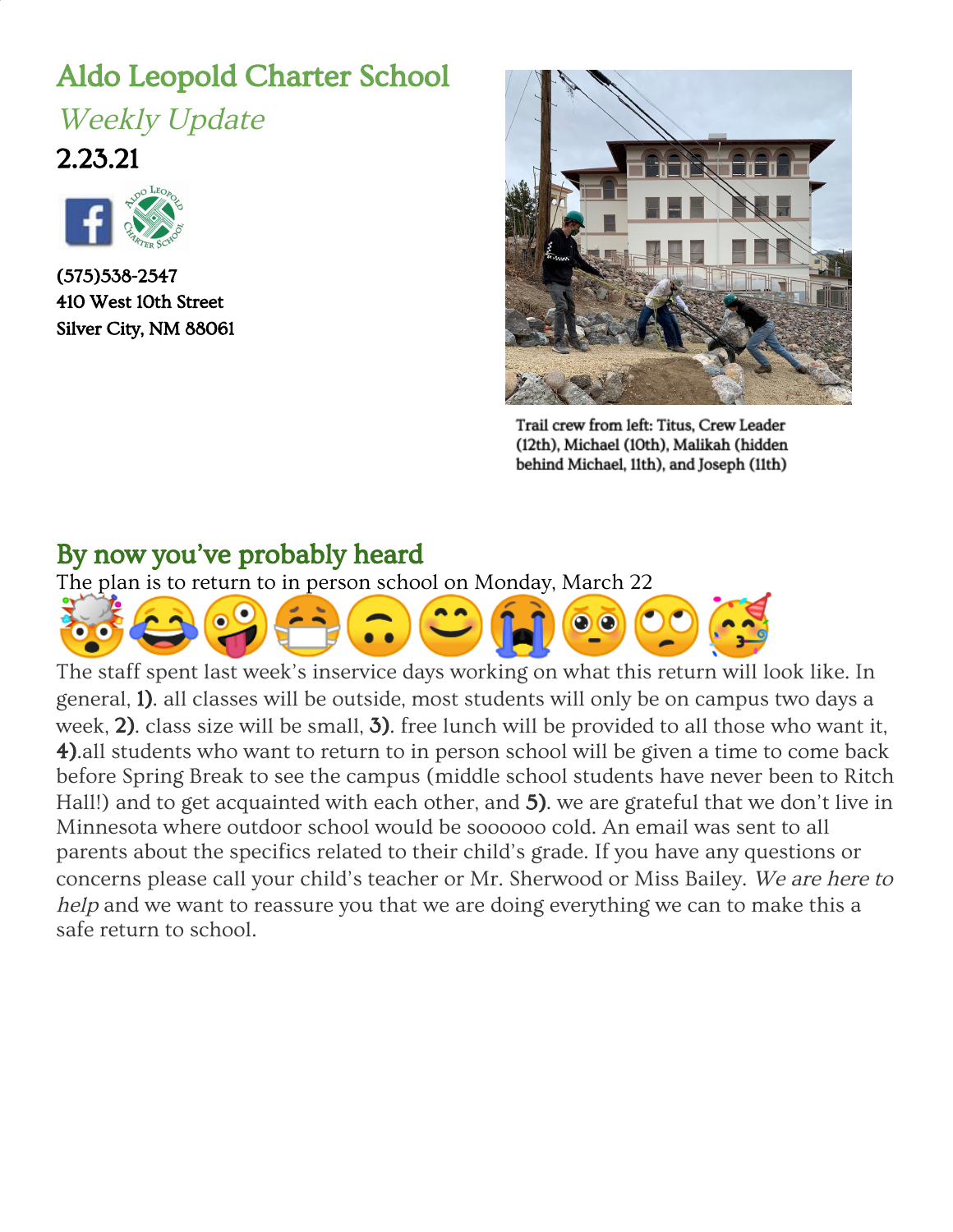# Aldo Leopold Charter School

*Weekly Update*

**2.23.21**

(575)538-2547
410 West 10th Street
Silver City, NM 88061

Trail crew from left: Titus, Crew Leader (12th), Michael (10th), Malikah (hidden behind Michael, 11th), and Joseph (11th)

## By now you've probably heard

The plan is to return to in person school on Monday, March 22

🤯😂🤪😷🙃😊😭🥺🙄🥳

The staff spent last week's inservice days working on what this return will look like. In general, **1)**. all classes will be outside, most students will only be on campus two days a week, **2)**. class size will be small, **3)**. free lunch will be provided to all those who want it, **4)**.all students who want to return to in person school will be given a time to come back before Spring Break to see the campus (middle school students have never been to Ritch Hall!) and to get acquainted with each other, and **5)**. we are grateful that we don't live in Minnesota where outdoor school would be soooooo cold. An email was sent to all parents about the specifics related to their child's grade. If you have any questions or concerns please call your child's teacher or Mr. Sherwood or Miss Bailey. *We are here to help* and we want to reassure you that we are doing everything we can to make this a safe return to school.